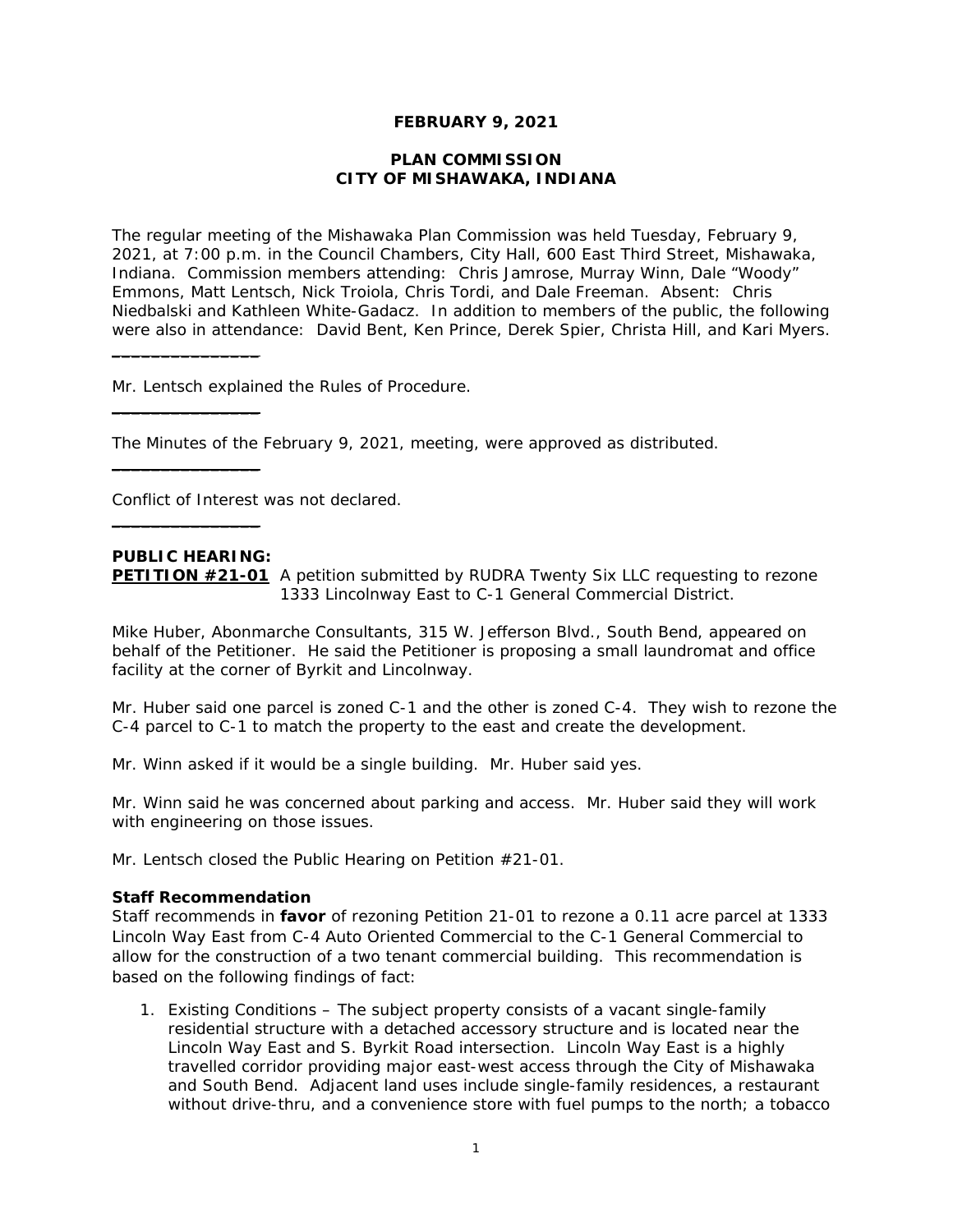**FEBRUARY 9, 2021**

**PLAN COMMISSION**
**CITY OF MISHAWAKA, INDIANA**

The regular meeting of the Mishawaka Plan Commission was held Tuesday, February 9, 2021, at 7:00 p.m. in the Council Chambers, City Hall, 600 East Third Street, Mishawaka, Indiana. Commission members attending: Chris Jamrose, Murray Winn, Dale "Woody" Emmons, Matt Lentsch, Nick Troiola, Chris Tordi, and Dale Freeman. Absent: Chris Niedbalski and Kathleen White-Gadacz. In addition to members of the public, the following were also in attendance: David Bent, Ken Prince, Derek Spier, Christa Hill, and Kari Myers.

---

Mr. Lentsch explained the Rules of Procedure.

---

The Minutes of the February 9, 2021, meeting, were approved as distributed.

---

Conflict of Interest was not declared.

---

**PUBLIC HEARING:**

**PETITION #21-01** A petition submitted by RUDRA Twenty Six LLC requesting to rezone 1333 Lincolnway East to C-1 General Commercial District.

Mike Huber, Abonmarche Consultants, 315 W. Jefferson Blvd., South Bend, appeared on behalf of the Petitioner. He said the Petitioner is proposing a small laundromat and office facility at the corner of Byrkit and Lincolnway.

Mr. Huber said one parcel is zoned C-1 and the other is zoned C-4. They wish to rezone the C-4 parcel to C-1 to match the property to the east and create the development.

Mr. Winn asked if it would be a single building. Mr. Huber said yes.

Mr. Winn said he was concerned about parking and access. Mr. Huber said they will work with engineering on those issues.

Mr. Lentsch closed the Public Hearing on Petition #21-01.

**Staff Recommendation**

Staff recommends in **favor** of rezoning Petition 21-01 to rezone a 0.11 acre parcel at 1333 Lincoln Way East from C-4 Auto Oriented Commercial to the C-1 General Commercial to allow for the construction of a two tenant commercial building. This recommendation is based on the following findings of fact:

1. Existing Conditions – The subject property consists of a vacant single-family residential structure with a detached accessory structure and is located near the Lincoln Way East and S. Byrkit Road intersection. Lincoln Way East is a highly travelled corridor providing major east-west access through the City of Mishawaka and South Bend. Adjacent land uses include single-family residences, a restaurant without drive-thru, and a convenience store with fuel pumps to the north; a tobacco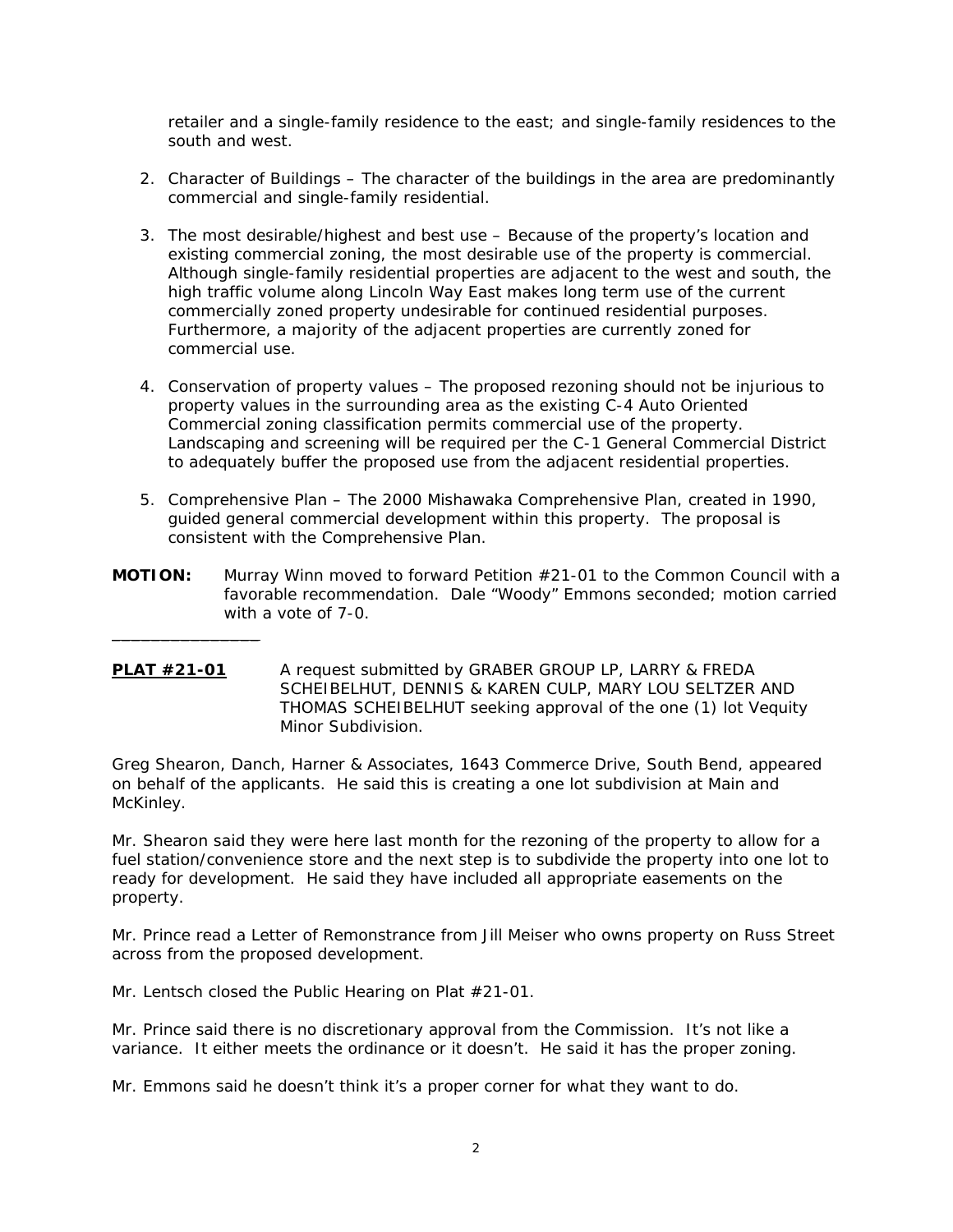retailer and a single-family residence to the east; and single-family residences to the south and west.

2. Character of Buildings – The character of the buildings in the area are predominantly commercial and single-family residential.

3. The most desirable/highest and best use – Because of the property's location and existing commercial zoning, the most desirable use of the property is commercial. Although single-family residential properties are adjacent to the west and south, the high traffic volume along Lincoln Way East makes long term use of the current commercially zoned property undesirable for continued residential purposes. Furthermore, a majority of the adjacent properties are currently zoned for commercial use.

4. Conservation of property values – The proposed rezoning should not be injurious to property values in the surrounding area as the existing C-4 Auto Oriented Commercial zoning classification permits commercial use of the property. Landscaping and screening will be required per the C-1 General Commercial District to adequately buffer the proposed use from the adjacent residential properties.

5. Comprehensive Plan – The 2000 Mishawaka Comprehensive Plan, created in 1990, guided general commercial development within this property. The proposal is consistent with the Comprehensive Plan.

**MOTION:** Murray Winn moved to forward Petition #21-01 to the Common Council with a favorable recommendation. Dale "Woody" Emmons seconded; motion carried with a vote of 7-0.

---

**PLAT #21-01** A request submitted by GRABER GROUP LP, LARRY & FREDA SCHEIBELHUT, DENNIS & KAREN CULP, MARY LOU SELTZER AND THOMAS SCHEIBELHUT seeking approval of the one (1) lot Vequity Minor Subdivision.

Greg Shearon, Danch, Harner & Associates, 1643 Commerce Drive, South Bend, appeared on behalf of the applicants. He said this is creating a one lot subdivision at Main and McKinley.

Mr. Shearon said they were here last month for the rezoning of the property to allow for a fuel station/convenience store and the next step is to subdivide the property into one lot to ready for development. He said they have included all appropriate easements on the property.

Mr. Prince read a Letter of Remonstrance from Jill Meiser who owns property on Russ Street across from the proposed development.

Mr. Lentsch closed the Public Hearing on Plat #21-01.

Mr. Prince said there is no discretionary approval from the Commission. It's not like a variance. It either meets the ordinance or it doesn't. He said it has the proper zoning.

Mr. Emmons said he doesn't think it's a proper corner for what they want to do.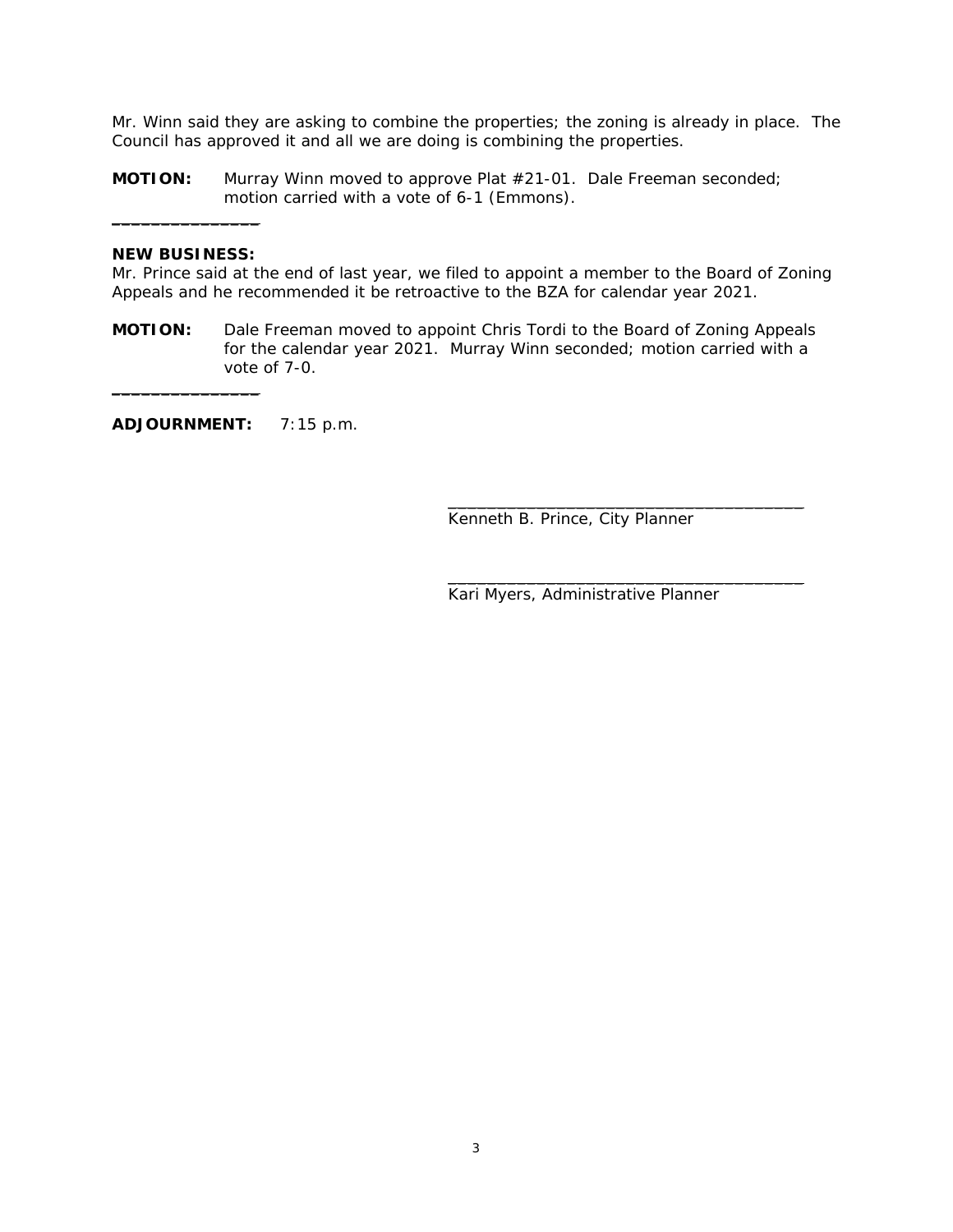Mr. Winn said they are asking to combine the properties; the zoning is already in place. The Council has approved it and all we are doing is combining the properties.

**MOTION:** Murray Winn moved to approve Plat #21-01. Dale Freeman seconded; motion carried with a vote of 6-1 (Emmons).

---

**NEW BUSINESS:**
Mr. Prince said at the end of last year, we filed to appoint a member to the Board of Zoning Appeals and he recommended it be retroactive to the BZA for calendar year 2021.

**MOTION:** Dale Freeman moved to appoint Chris Tordi to the Board of Zoning Appeals for the calendar year 2021. Murray Winn seconded; motion carried with a vote of 7-0.

---

**ADJOURNMENT:** 7:15 p.m.

________________________________________
Kenneth B. Prince, City Planner

________________________________________
Kari Myers, Administrative Planner